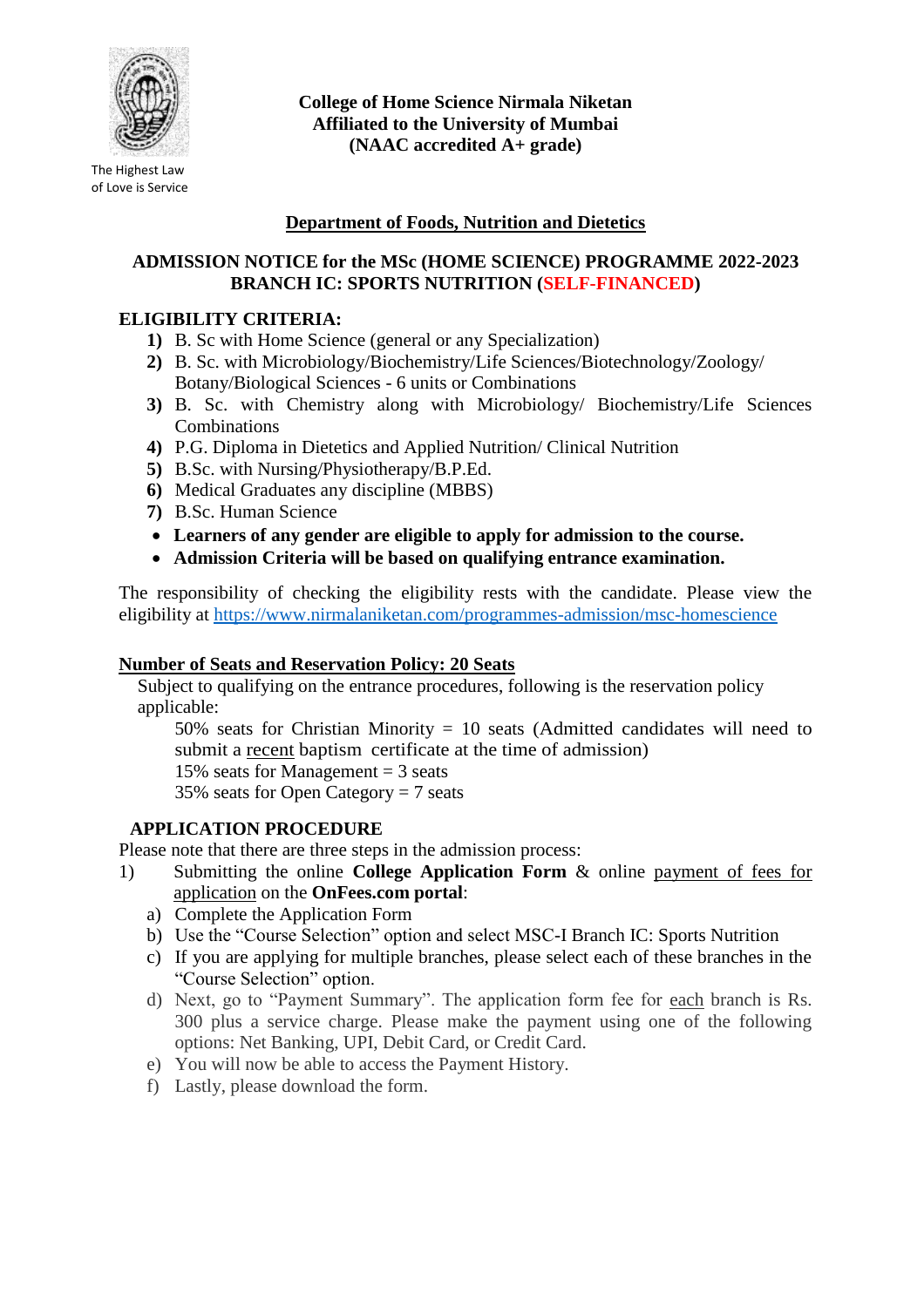The Highest Law of Love is Service

**College of Home Science Nirmala Niketan**
**Affiliated to the University of Mumbai**
**(NAAC accredited A+ grade)**

## Department of Foods, Nutrition and Dietetics

## ADMISSION NOTICE for the MSc (HOME SCIENCE) PROGRAMME 2022-2023 BRANCH IC: SPORTS NUTRITION (SELF-FINANCED)

### ELIGIBILITY CRITERIA:

1) B. Sc with Home Science (general or any Specialization)
2) B. Sc. with Microbiology/Biochemistry/Life Sciences/Biotechnology/Zoology/ Botany/Biological Sciences - 6 units or Combinations
3) B. Sc. with Chemistry along with Microbiology/ Biochemistry/Life Sciences Combinations
4) P.G. Diploma in Dietetics and Applied Nutrition/ Clinical Nutrition
5) B.Sc. with Nursing/Physiotherapy/B.P.Ed.
6) Medical Graduates any discipline (MBBS)
7) B.Sc. Human Science

- **Learners of any gender are eligible to apply for admission to the course.**
- **Admission Criteria will be based on qualifying entrance examination.**

The responsibility of checking the eligibility rests with the candidate. Please view the eligibility at https://www.nirmalaniketan.com/programmes-admission/msc-homescience

### Number of Seats and Reservation Policy: 20 Seats

Subject to qualifying on the entrance procedures, following is the reservation policy applicable:

50% seats for Christian Minority = 10 seats (Admitted candidates will need to submit a recent baptism certificate at the time of admission)
15% seats for Management = 3 seats
35% seats for Open Category = 7 seats

### APPLICATION PROCEDURE

Please note that there are three steps in the admission process:

1) Submitting the online **College Application Form** & online payment of fees for application on the **OnFees.com portal**:
   a) Complete the Application Form
   b) Use the "Course Selection" option and select MSC-I Branch IC: Sports Nutrition
   c) If you are applying for multiple branches, please select each of these branches in the "Course Selection" option.
   d) Next, go to "Payment Summary". The application form fee for each branch is Rs. 300 plus a service charge. Please make the payment using one of the following options: Net Banking, UPI, Debit Card, or Credit Card.
   e) You will now be able to access the Payment History.
   f) Lastly, please download the form.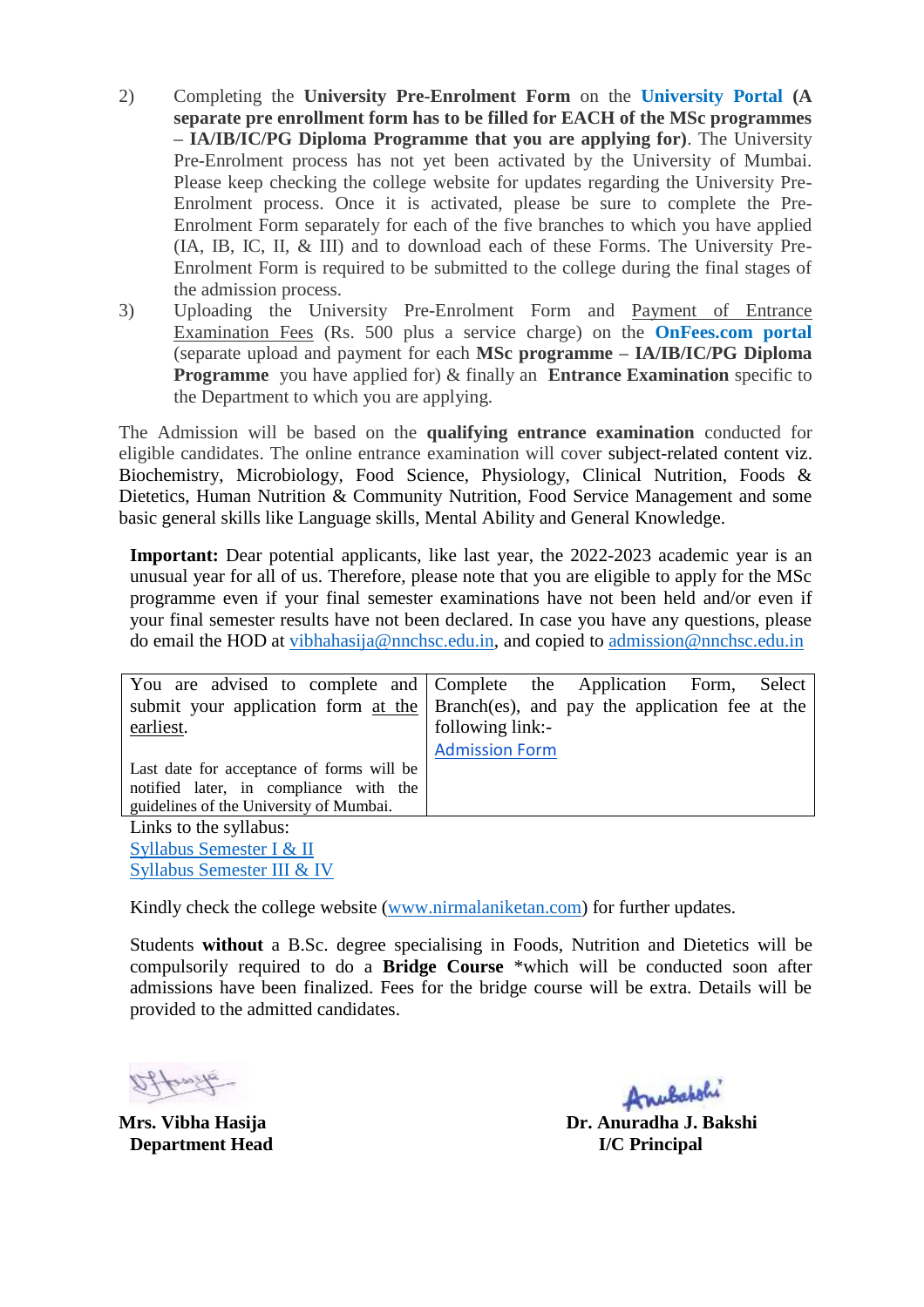2) Completing the **University Pre-Enrolment Form** on the **University Portal (A separate pre enrollment form has to be filled for EACH of the MSc programmes – IA/IB/IC/PG Diploma Programme that you are applying for)**. The University Pre-Enrolment process has not yet been activated by the University of Mumbai. Please keep checking the college website for updates regarding the University Pre-Enrolment process. Once it is activated, please be sure to complete the Pre-Enrolment Form separately for each of the five branches to which you have applied (IA, IB, IC, II, & III) and to download each of these Forms. The University Pre-Enrolment Form is required to be submitted to the college during the final stages of the admission process.

3) Uploading the University Pre-Enrolment Form and Payment of Entrance Examination Fees (Rs. 500 plus a service charge) on the **OnFees.com portal** (separate upload and payment for each **MSc programme – IA/IB/IC/PG Diploma Programme** you have applied for) & finally an **Entrance Examination** specific to the Department to which you are applying.

The Admission will be based on the **qualifying entrance examination** conducted for eligible candidates. The online entrance examination will cover subject-related content viz. Biochemistry, Microbiology, Food Science, Physiology, Clinical Nutrition, Foods & Dietetics, Human Nutrition & Community Nutrition, Food Service Management and some basic general skills like Language skills, Mental Ability and General Knowledge.

**Important:** Dear potential applicants, like last year, the 2022-2023 academic year is an unusual year for all of us. Therefore, please note that you are eligible to apply for the MSc programme even if your final semester examinations have not been held and/or even if your final semester results have not been declared. In case you have any questions, please do email the HOD at vibhahasija@nnchsc.edu.in, and copied to admission@nnchsc.edu.in

| | |
|---|---|
| You are advised to complete and submit your application form at the earliest.<br><br>Last date for acceptance of forms will be notified later, in compliance with the guidelines of the University of Mumbai. | Complete the Application Form, Select Branch(es), and pay the application fee at the following link:-<br>Admission Form |

Links to the syllabus:
Syllabus Semester I & II
Syllabus Semester III & IV

Kindly check the college website (www.nirmalaniketan.com) for further updates.

Students **without** a B.Sc. degree specialising in Foods, Nutrition and Dietetics will be compulsorily required to do a **Bridge Course** *which will be conducted soon after admissions have been finalized. Fees for the bridge course will be extra. Details will be provided to the admitted candidates.

**Mrs. Vibha Hasija**
**Department Head**

**Dr. Anuradha J. Bakshi**
**I/C Principal**